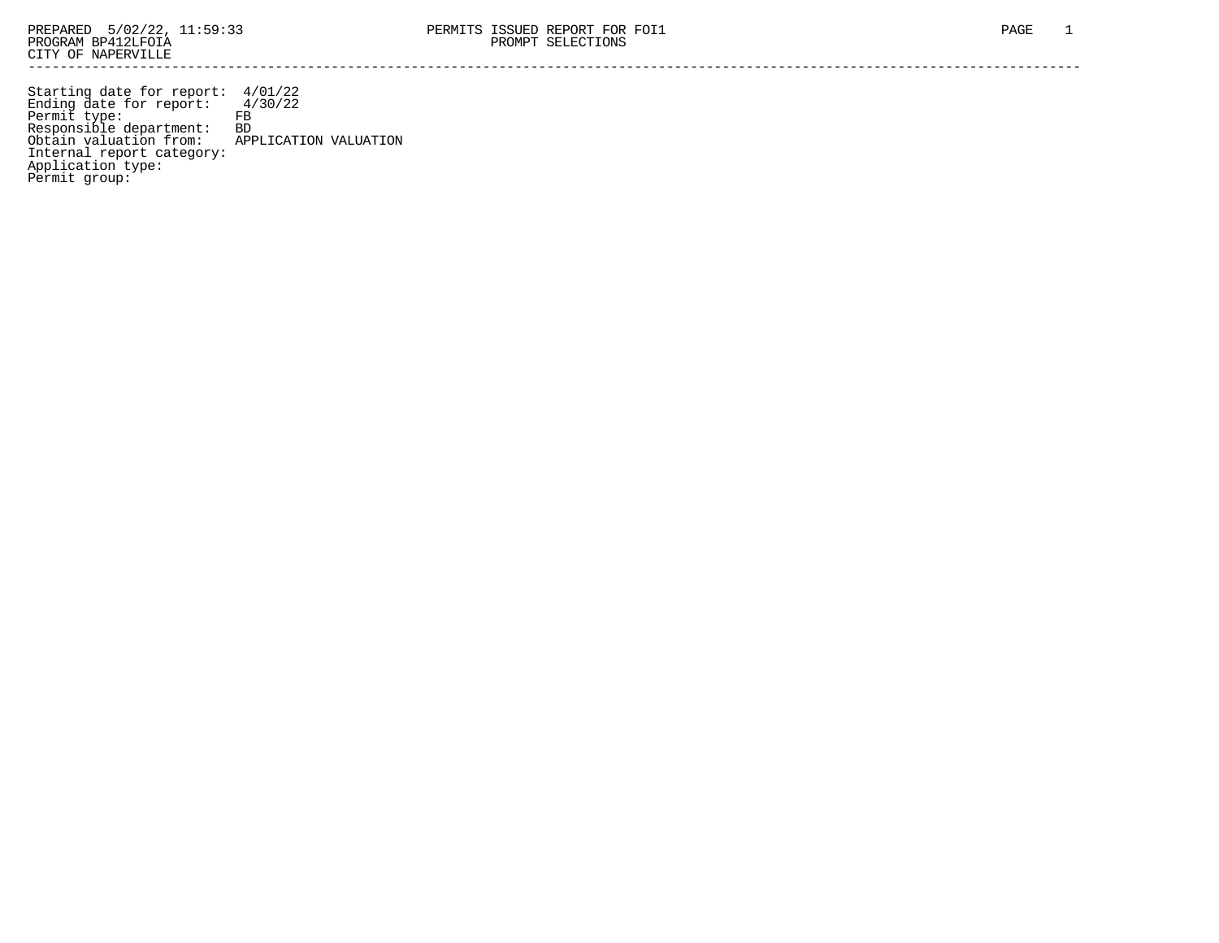PREPARED 5/02/22, 11:59:33 PERMITS ISSUED REPORT FOR FOI1
PROGRAM BP412LFOIA PROMPT SELECTIONS
CITY OF NAPERVILLE

Starting date for report: 4/01/22
Ending date for report: 4/30/22
Permit type: FB
Responsible department: BD
Obtain valuation from: APPLICATION VALUATION
Internal report category:
Application type:
Permit group: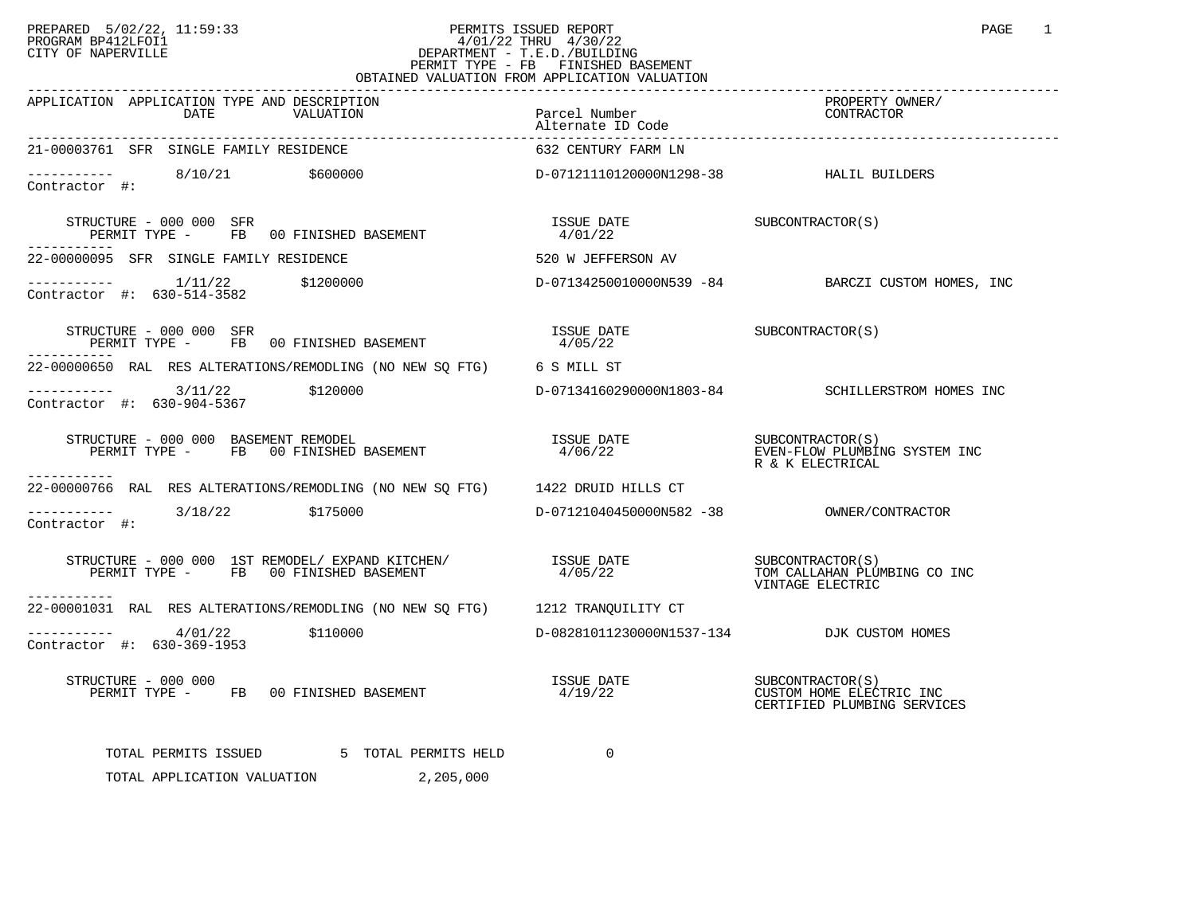PREPARED 5/02/22, 11:59:33
PROGRAM BP412LFOI1
CITY OF NAPERVILLE

# PERMITS ISSUED REPORT

4/01/22 THRU 4/30/22
DEPARTMENT - T.E.D./BUILDING
PERMIT TYPE - FB FINISHED BASEMENT
OBTAINED VALUATION FROM APPLICATION VALUATION

| APPLICATION | APPLICATION TYPE AND DESCRIPTION | DATE | VALUATION | Parcel Number / Alternate ID Code | PROPERTY OWNER/ CONTRACTOR |
|---|---|---|---|---|---|
| 21-00003761 | SFR SINGLE FAMILY RESIDENCE | 8/10/21 | $600000 | 632 CENTURY FARM LN / D-07121110120000N1298-38 | HALIL BUILDERS |

Contractor #:

STRUCTURE - 000 000 SFR
PERMIT TYPE - FB 00 FINISHED BASEMENT
ISSUE DATE 4/01/22
SUBCONTRACTOR(S)

| APPLICATION | APPLICATION TYPE AND DESCRIPTION | DATE | VALUATION | Parcel Number / Alternate ID Code | PROPERTY OWNER/ CONTRACTOR |
|---|---|---|---|---|---|
| 22-00000095 | SFR SINGLE FAMILY RESIDENCE | 1/11/22 | $1200000 | 520 W JEFFERSON AV / D-07134250010000N539 -84 | BARCZI CUSTOM HOMES, INC |

Contractor #: 630-514-3582

STRUCTURE - 000 000 SFR
PERMIT TYPE - FB 00 FINISHED BASEMENT
ISSUE DATE 4/05/22
SUBCONTRACTOR(S)

| APPLICATION | APPLICATION TYPE AND DESCRIPTION | DATE | VALUATION | Parcel Number / Alternate ID Code | PROPERTY OWNER/ CONTRACTOR |
|---|---|---|---|---|---|
| 22-00000650 | RAL RES ALTERATIONS/REMODLING (NO NEW SQ FTG) | 3/11/22 | $120000 | 6 S MILL ST / D-07134160290000N1803-84 | SCHILLERSTROM HOMES INC |

Contractor #: 630-904-5367

STRUCTURE - 000 000 BASEMENT REMODEL
PERMIT TYPE - FB 00 FINISHED BASEMENT
ISSUE DATE 4/06/22
SUBCONTRACTOR(S)
EVEN-FLOW PLUMBING SYSTEM INC
R & K ELECTRICAL

| APPLICATION | APPLICATION TYPE AND DESCRIPTION | DATE | VALUATION | Parcel Number / Alternate ID Code | PROPERTY OWNER/ CONTRACTOR |
|---|---|---|---|---|---|
| 22-00000766 | RAL RES ALTERATIONS/REMODLING (NO NEW SQ FTG) | 3/18/22 | $175000 | 1422 DRUID HILLS CT / D-07121040450000N582 -38 | OWNER/CONTRACTOR |

Contractor #:

STRUCTURE - 000 000 1ST REMODEL/ EXPAND KITCHEN/
PERMIT TYPE - FB 00 FINISHED BASEMENT
ISSUE DATE 4/05/22
SUBCONTRACTOR(S)
TOM CALLAHAN PLUMBING CO INC
VINTAGE ELECTRIC

| APPLICATION | APPLICATION TYPE AND DESCRIPTION | DATE | VALUATION | Parcel Number / Alternate ID Code | PROPERTY OWNER/ CONTRACTOR |
|---|---|---|---|---|---|
| 22-00001031 | RAL RES ALTERATIONS/REMODLING (NO NEW SQ FTG) | 4/01/22 | $110000 | 1212 TRANQUILITY CT / D-08281011230000N1537-134 | DJK CUSTOM HOMES |

Contractor #: 630-369-1953

STRUCTURE - 000 000
PERMIT TYPE - FB 00 FINISHED BASEMENT
ISSUE DATE 4/19/22
SUBCONTRACTOR(S)
CUSTOM HOME ELECTRIC INC
CERTIFIED PLUMBING SERVICES

TOTAL PERMITS ISSUED 5 TOTAL PERMITS HELD 0

TOTAL APPLICATION VALUATION 2,205,000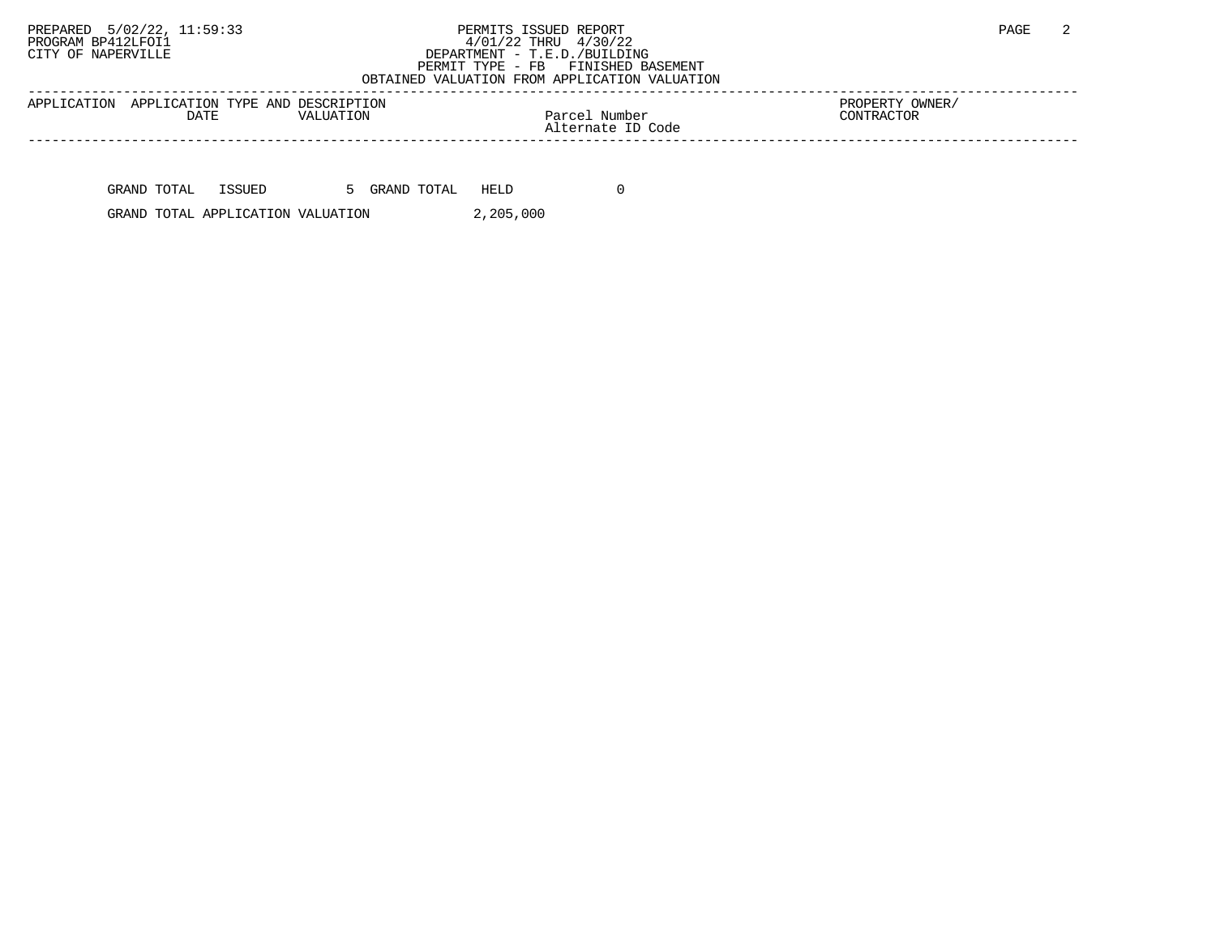PREPARED 5/02/22, 11:59:33
PROGRAM BP412LFOI1
CITY OF NAPERVILLE

PERMITS ISSUED REPORT
4/01/22 THRU 4/30/22
DEPARTMENT - T.E.D./BUILDING
PERMIT TYPE - FB FINISHED BASEMENT
OBTAINED VALUATION FROM APPLICATION VALUATION

| APPLICATION | APPLICATION TYPE AND DESCRIPTION DATE | VALUATION | Parcel Number Alternate ID Code | PROPERTY OWNER/ CONTRACTOR |
|---|---|---|---|---|

GRAND TOTAL ISSUED 5 GRAND TOTAL HELD 0

GRAND TOTAL APPLICATION VALUATION 2,205,000